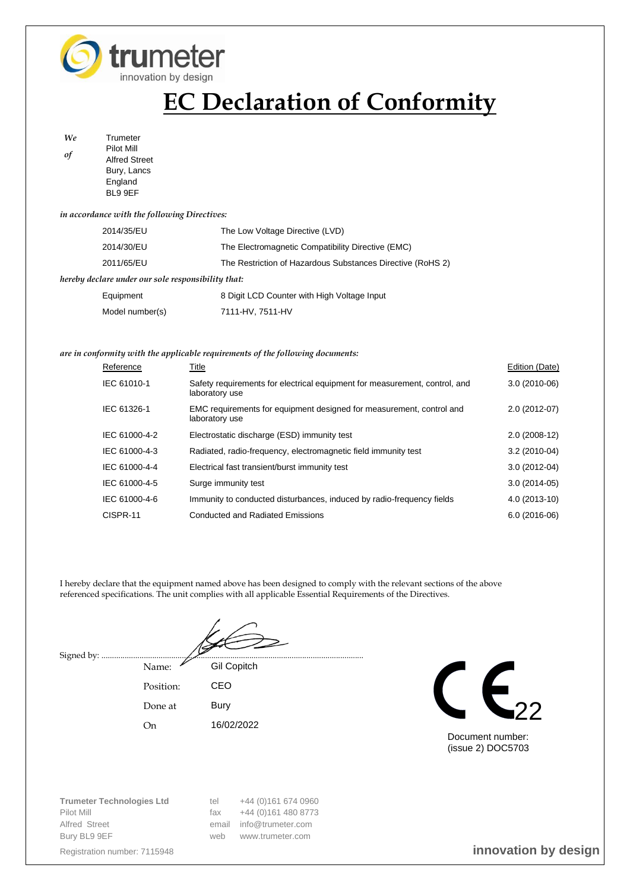trumeter
innovation by design

# EC Declaration of Conformity

*We of*

Trumeter
Pilot Mill
Alfred Street
Bury, Lancs
England
BL9 9EF

*in accordance with the following Directives:*

| | |
|---|---|
| 2014/35/EU | The Low Voltage Directive (LVD) |
| 2014/30/EU | The Electromagnetic Compatibility Directive (EMC) |
| 2011/65/EU | The Restriction of Hazardous Substances Directive (RoHS 2) |

*hereby declare under our sole responsibility that:*

| | |
|---|---|
| Equipment | 8 Digit LCD Counter with High Voltage Input |
| Model number(s) | 7111-HV, 7511-HV |

*are in conformity with the applicable requirements of the following documents:*

| Reference | Title | Edition (Date) |
|---|---|---|
| IEC 61010-1 | Safety requirements for electrical equipment for measurement, control, and laboratory use | 3.0 (2010-06) |
| IEC 61326-1 | EMC requirements for equipment designed for measurement, control and laboratory use | 2.0 (2012-07) |
| IEC 61000-4-2 | Electrostatic discharge (ESD) immunity test | 2.0 (2008-12) |
| IEC 61000-4-3 | Radiated, radio-frequency, electromagnetic field immunity test | 3.2 (2010-04) |
| IEC 61000-4-4 | Electrical fast transient/burst immunity test | 3.0 (2012-04) |
| IEC 61000-4-5 | Surge immunity test | 3.0 (2014-05) |
| IEC 61000-4-6 | Immunity to conducted disturbances, induced by radio-frequency fields | 4.0 (2013-10) |
| CISPR-11 | Conducted and Radiated Emissions | 6.0 (2016-06) |

I hereby declare that the equipment named above has been designed to comply with the relevant sections of the above referenced specifications. The unit complies with all applicable Essential Requirements of the Directives.

Signed by: ..........................................................................................................

| | |
|---|---|
| Name: | Gil Copitch |
| Position: | CEO |
| Done at | Bury |
| On | 16/02/2022 |

CE 22

Document number:
(issue 2) DOC5703

**Trumeter Technologies Ltd**
Pilot Mill
Alfred Street
Bury BL9 9EF

Registration number: 7115948

tel +44 (0)161 674 0960
fax +44 (0)161 480 8773
email info@trumeter.com
web www.trumeter.com

**innovation by design**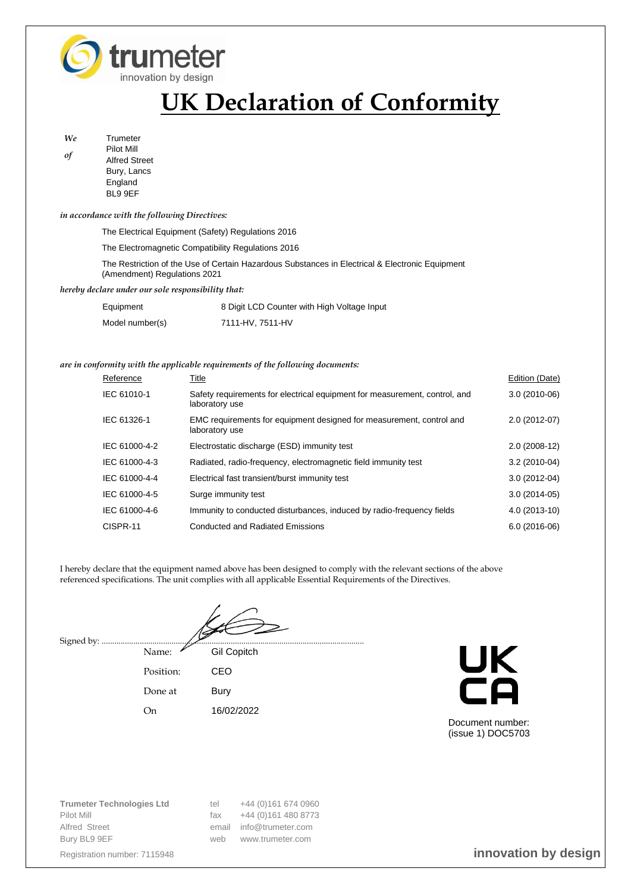# UK Declaration of Conformity

*We*

*of*

Trumeter
Pilot Mill
Alfred Street
Bury, Lancs
England
BL9 9EF

*in accordance with the following Directives:*

The Electrical Equipment (Safety) Regulations 2016

The Electromagnetic Compatibility Regulations 2016

The Restriction of the Use of Certain Hazardous Substances in Electrical & Electronic Equipment (Amendment) Regulations 2021

*hereby declare under our sole responsibility that:*

| | |
|---|---|
| Equipment | 8 Digit LCD Counter with High Voltage Input |
| Model number(s) | 7111-HV, 7511-HV |

*are in conformity with the applicable requirements of the following documents:*

| Reference | Title | Edition (Date) |
|---|---|---|
| IEC 61010-1 | Safety requirements for electrical equipment for measurement, control, and laboratory use | 3.0 (2010-06) |
| IEC 61326-1 | EMC requirements for equipment designed for measurement, control and laboratory use | 2.0 (2012-07) |
| IEC 61000-4-2 | Electrostatic discharge (ESD) immunity test | 2.0 (2008-12) |
| IEC 61000-4-3 | Radiated, radio-frequency, electromagnetic field immunity test | 3.2 (2010-04) |
| IEC 61000-4-4 | Electrical fast transient/burst immunity test | 3.0 (2012-04) |
| IEC 61000-4-5 | Surge immunity test | 3.0 (2014-05) |
| IEC 61000-4-6 | Immunity to conducted disturbances, induced by radio-frequency fields | 4.0 (2013-10) |
| CISPR-11 | Conducted and Radiated Emissions | 6.0 (2016-06) |

I hereby declare that the equipment named above has been designed to comply with the relevant sections of the above referenced specifications. The unit complies with all applicable Essential Requirements of the Directives.

Signed by: ..............................................................................................

| | |
|---|---|
| Name: | Gil Copitch |
| Position: | CEO |
| Done at | Bury |
| On | 16/02/2022 |

UK CA

Document number:
(issue 1) DOC5703

**Trumeter Technologies Ltd**
Pilot Mill
Alfred Street
Bury BL9 9EF

Registration number: 7115948

tel +44 (0)161 674 0960
fax +44 (0)161 480 8773
email info@trumeter.com
web www.trumeter.com

**innovation by design**